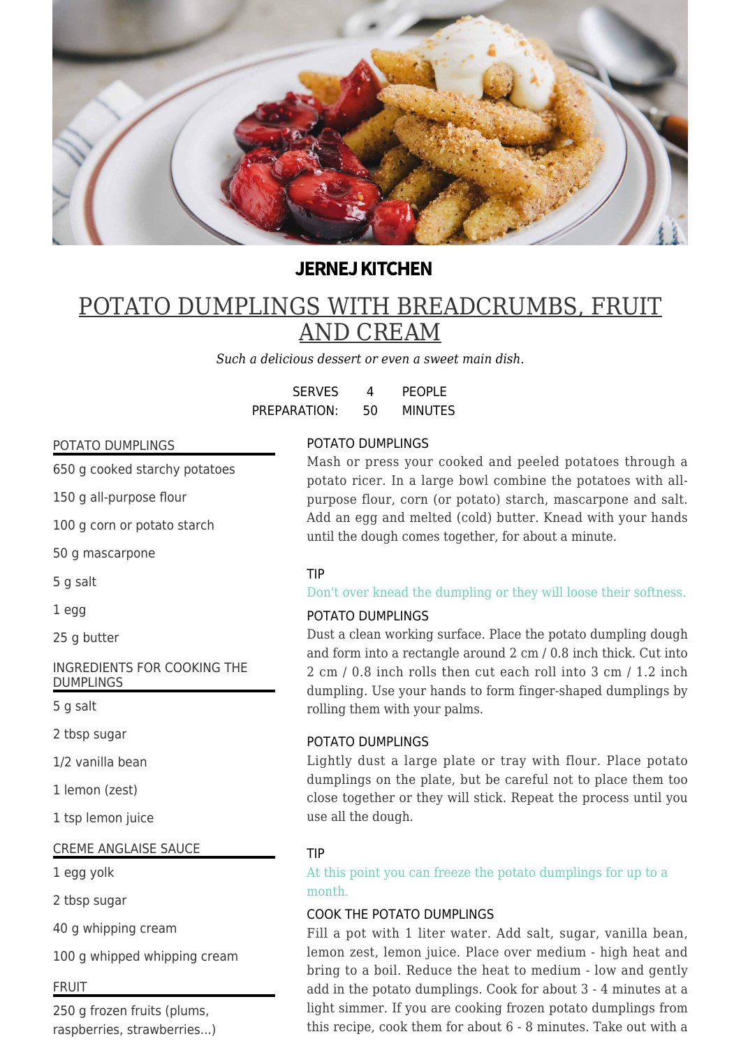**JERNEJ KITCHEN**

# POTATO DUMPLINGS WITH BREADCRUMBS, FRUIT AND CREAM

*Such a delicious dessert or even a sweet main dish.*

SERVES 4 PEOPLE
PREPARATION: 50 MINUTES

## POTATO DUMPLINGS

- 650 g cooked starchy potatoes
- 150 g all-purpose flour
- 100 g corn or potato starch
- 50 g mascarpone
- 5 g salt
- 1 egg
- 25 g butter

## INGREDIENTS FOR COOKING THE DUMPLINGS

- 5 g salt
- 2 tbsp sugar
- 1/2 vanilla bean
- 1 lemon (zest)
- 1 tsp lemon juice

## CREME ANGLAISE SAUCE

- 1 egg yolk
- 2 tbsp sugar
- 40 g whipping cream
- 100 g whipped whipping cream

## FRUIT

- 250 g frozen fruits (plums, raspberries, strawberries...)

### POTATO DUMPLINGS

Mash or press your cooked and peeled potatoes through a potato ricer. In a large bowl combine the potatoes with all-purpose flour, corn (or potato) starch, mascarpone and salt. Add an egg and melted (cold) butter. Knead with your hands until the dough comes together, for about a minute.

### TIP

Don't over knead the dumpling or they will loose their softness.

### POTATO DUMPLINGS

Dust a clean working surface. Place the potato dumpling dough and form into a rectangle around 2 cm / 0.8 inch thick. Cut into 2 cm / 0.8 inch rolls then cut each roll into 3 cm / 1.2 inch dumpling. Use your hands to form finger-shaped dumplings by rolling them with your palms.

### POTATO DUMPLINGS

Lightly dust a large plate or tray with flour. Place potato dumplings on the plate, but be careful not to place them too close together or they will stick. Repeat the process until you use all the dough.

### TIP

At this point you can freeze the potato dumplings for up to a month.

### COOK THE POTATO DUMPLINGS

Fill a pot with 1 liter water. Add salt, sugar, vanilla bean, lemon zest, lemon juice. Place over medium - high heat and bring to a boil. Reduce the heat to medium - low and gently add in the potato dumplings. Cook for about 3 - 4 minutes at a light simmer. If you are cooking frozen potato dumplings from this recipe, cook them for about 6 - 8 minutes. Take out with a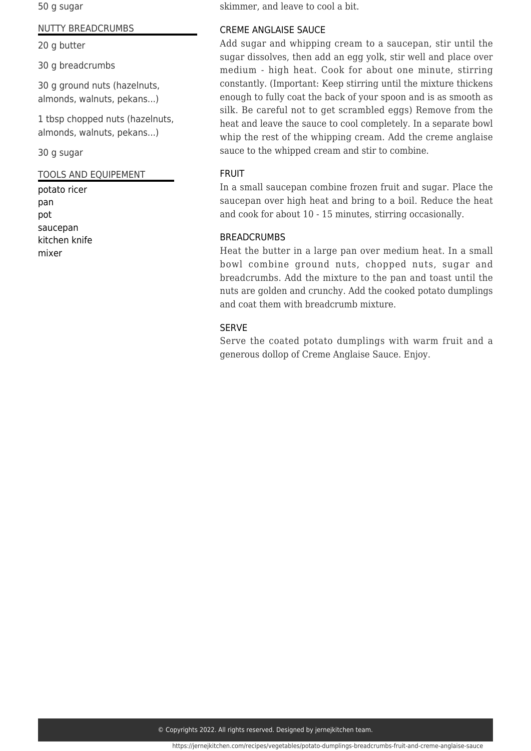50 g sugar

## NUTTY BREADCRUMBS

20 g butter

30 g breadcrumbs

30 g ground nuts (hazelnuts, almonds, walnuts, pekans...)

1 tbsp chopped nuts (hazelnuts, almonds, walnuts, pekans...)

30 g sugar

## TOOLS AND EQUIPEMENT

potato ricer
pan
pot
saucepan
kitchen knife
mixer

skimmer, and leave to cool a bit.

## CREME ANGLAISE SAUCE

Add sugar and whipping cream to a saucepan, stir until the sugar dissolves, then add an egg yolk, stir well and place over medium - high heat. Cook for about one minute, stirring constantly. (Important: Keep stirring until the mixture thickens enough to fully coat the back of your spoon and is as smooth as silk. Be careful not to get scrambled eggs) Remove from the heat and leave the sauce to cool completely. In a separate bowl whip the rest of the whipping cream. Add the creme anglaise sauce to the whipped cream and stir to combine.

## FRUIT

In a small saucepan combine frozen fruit and sugar. Place the saucepan over high heat and bring to a boil. Reduce the heat and cook for about 10 - 15 minutes, stirring occasionally.

## BREADCRUMBS

Heat the butter in a large pan over medium heat. In a small bowl combine ground nuts, chopped nuts, sugar and breadcrumbs. Add the mixture to the pan and toast until the nuts are golden and crunchy. Add the cooked potato dumplings and coat them with breadcrumb mixture.

## SERVE

Serve the coated potato dumplings with warm fruit and a generous dollop of Creme Anglaise Sauce. Enjoy.